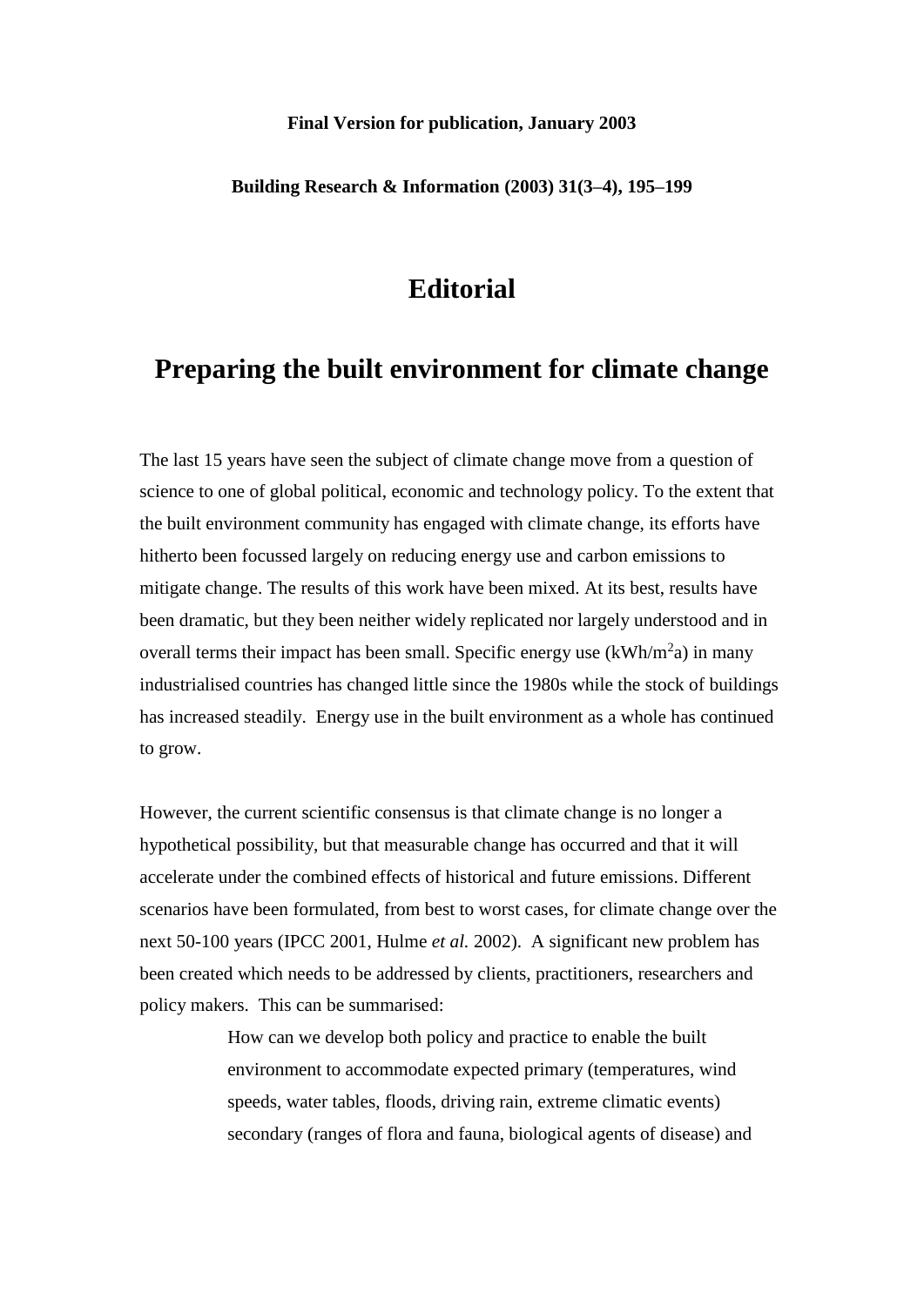**Final Version for publication, January 2003**

**Building Research & Information (2003) 31(3–4), 195–199**

# Editorial

# Preparing the built environment for climate change

The last 15 years have seen the subject of climate change move from a question of science to one of global political, economic and technology policy. To the extent that the built environment community has engaged with climate change, its efforts have hitherto been focussed largely on reducing energy use and carbon emissions to mitigate change. The results of this work have been mixed. At its best, results have been dramatic, but they been neither widely replicated nor largely understood and in overall terms their impact has been small. Specific energy use (kWh/m$^2$a) in many industrialised countries has changed little since the 1980s while the stock of buildings has increased steadily. Energy use in the built environment as a whole has continued to grow.

However, the current scientific consensus is that climate change is no longer a hypothetical possibility, but that measurable change has occurred and that it will accelerate under the combined effects of historical and future emissions. Different scenarios have been formulated, from best to worst cases, for climate change over the next 50-100 years (IPCC 2001, Hulme *et al.* 2002). A significant new problem has been created which needs to be addressed by clients, practitioners, researchers and policy makers. This can be summarised:

> How can we develop both policy and practice to enable the built environment to accommodate expected primary (temperatures, wind speeds, water tables, floods, driving rain, extreme climatic events) secondary (ranges of flora and fauna, biological agents of disease) and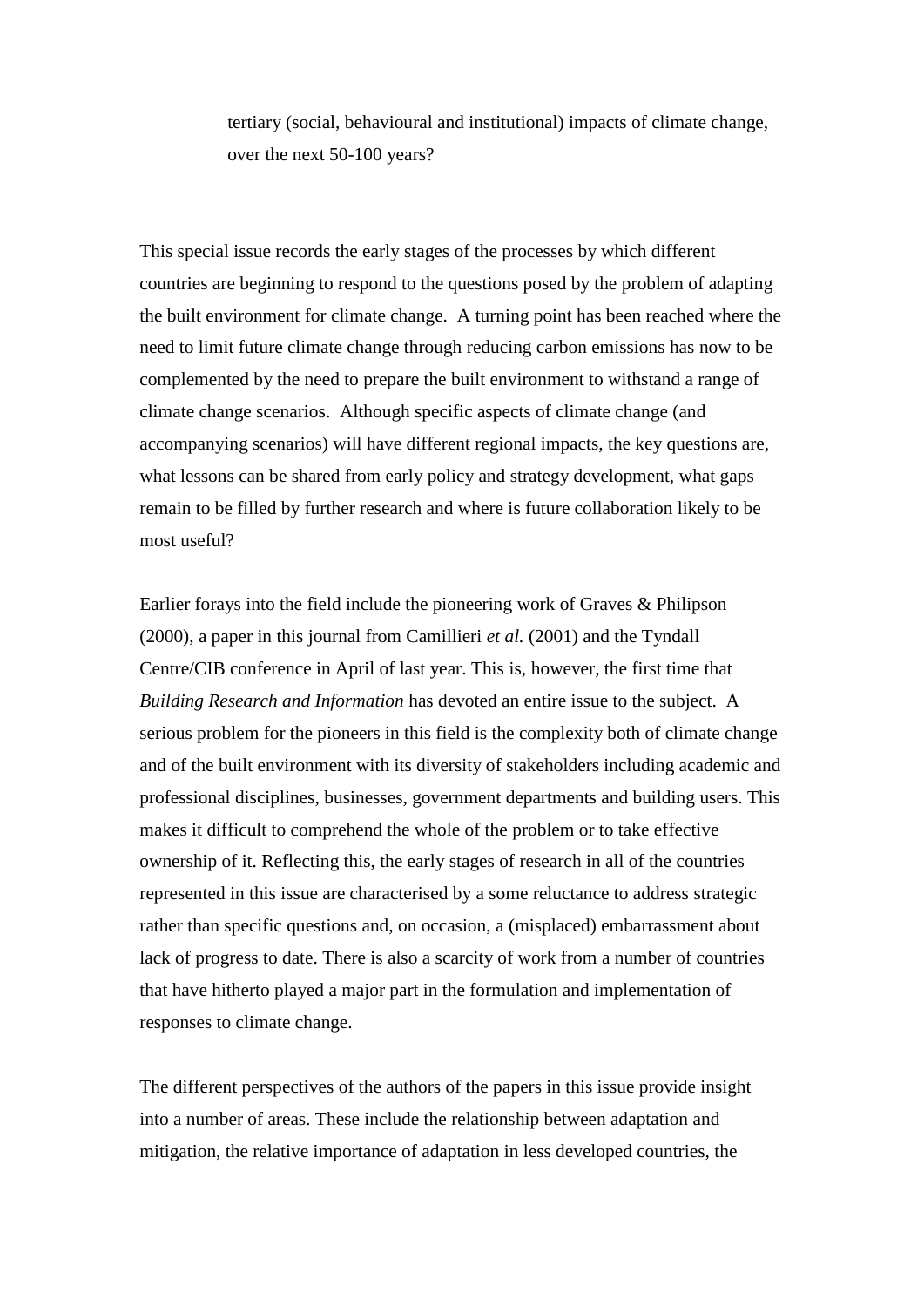tertiary (social, behavioural and institutional) impacts of climate change, over the next 50-100 years?

This special issue records the early stages of the processes by which different countries are beginning to respond to the questions posed by the problem of adapting the built environment for climate change. A turning point has been reached where the need to limit future climate change through reducing carbon emissions has now to be complemented by the need to prepare the built environment to withstand a range of climate change scenarios. Although specific aspects of climate change (and accompanying scenarios) will have different regional impacts, the key questions are, what lessons can be shared from early policy and strategy development, what gaps remain to be filled by further research and where is future collaboration likely to be most useful?

Earlier forays into the field include the pioneering work of Graves & Philipson (2000), a paper in this journal from Camillieri *et al.* (2001) and the Tyndall Centre/CIB conference in April of last year. This is, however, the first time that *Building Research and Information* has devoted an entire issue to the subject. A serious problem for the pioneers in this field is the complexity both of climate change and of the built environment with its diversity of stakeholders including academic and professional disciplines, businesses, government departments and building users. This makes it difficult to comprehend the whole of the problem or to take effective ownership of it. Reflecting this, the early stages of research in all of the countries represented in this issue are characterised by a some reluctance to address strategic rather than specific questions and, on occasion, a (misplaced) embarrassment about lack of progress to date. There is also a scarcity of work from a number of countries that have hitherto played a major part in the formulation and implementation of responses to climate change.

The different perspectives of the authors of the papers in this issue provide insight into a number of areas. These include the relationship between adaptation and mitigation, the relative importance of adaptation in less developed countries, the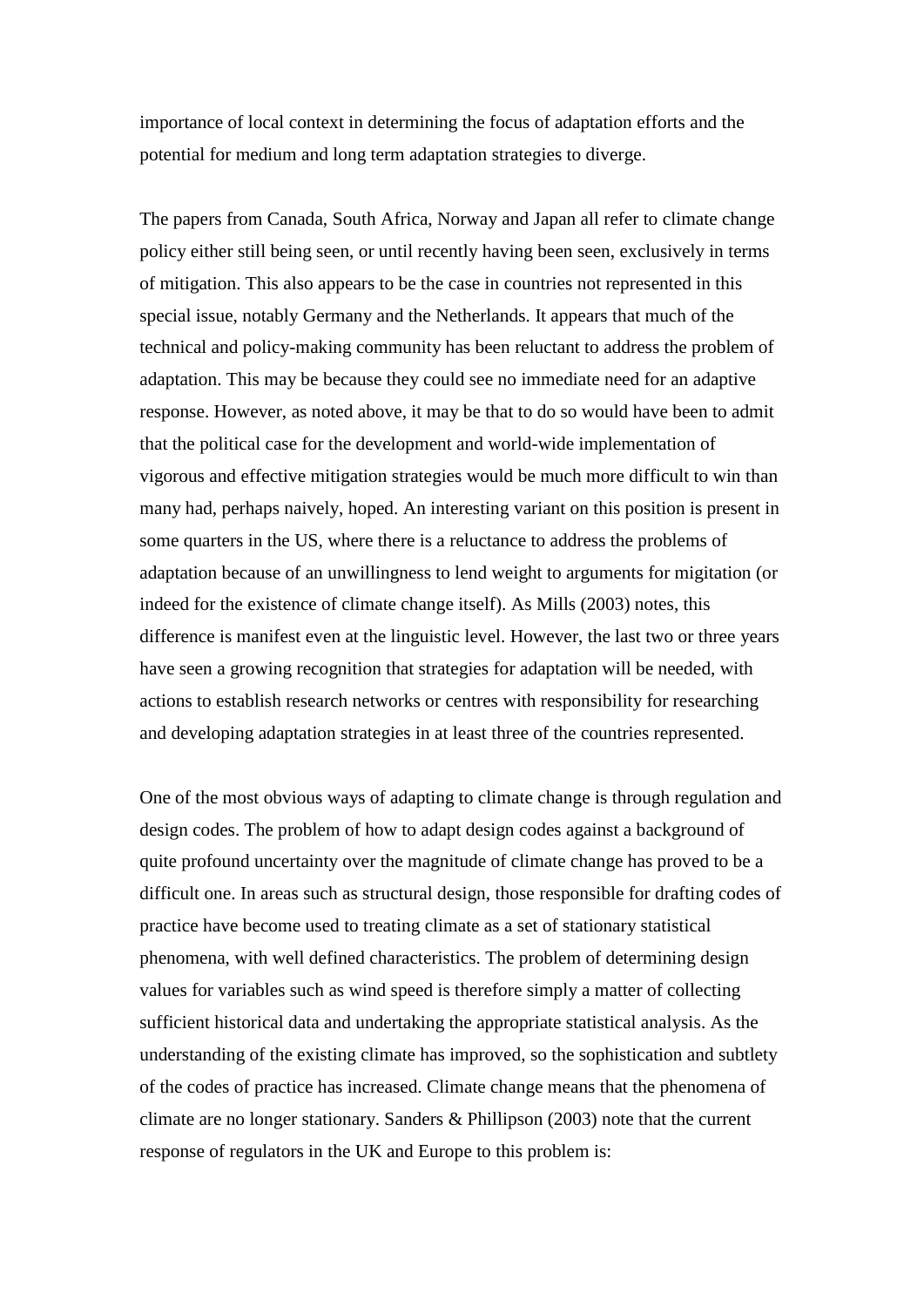importance of local context in determining the focus of adaptation efforts and the potential for medium and long term adaptation strategies to diverge.

The papers from Canada, South Africa, Norway and Japan all refer to climate change policy either still being seen, or until recently having been seen, exclusively in terms of mitigation. This also appears to be the case in countries not represented in this special issue, notably Germany and the Netherlands. It appears that much of the technical and policy-making community has been reluctant to address the problem of adaptation. This may be because they could see no immediate need for an adaptive response. However, as noted above, it may be that to do so would have been to admit that the political case for the development and world-wide implementation of vigorous and effective mitigation strategies would be much more difficult to win than many had, perhaps naively, hoped. An interesting variant on this position is present in some quarters in the US, where there is a reluctance to address the problems of adaptation because of an unwillingness to lend weight to arguments for migitation (or indeed for the existence of climate change itself). As Mills (2003) notes, this difference is manifest even at the linguistic level. However, the last two or three years have seen a growing recognition that strategies for adaptation will be needed, with actions to establish research networks or centres with responsibility for researching and developing adaptation strategies in at least three of the countries represented.

One of the most obvious ways of adapting to climate change is through regulation and design codes. The problem of how to adapt design codes against a background of quite profound uncertainty over the magnitude of climate change has proved to be a difficult one. In areas such as structural design, those responsible for drafting codes of practice have become used to treating climate as a set of stationary statistical phenomena, with well defined characteristics. The problem of determining design values for variables such as wind speed is therefore simply a matter of collecting sufficient historical data and undertaking the appropriate statistical analysis. As the understanding of the existing climate has improved, so the sophistication and subtlety of the codes of practice has increased. Climate change means that the phenomena of climate are no longer stationary. Sanders & Phillipson (2003) note that the current response of regulators in the UK and Europe to this problem is: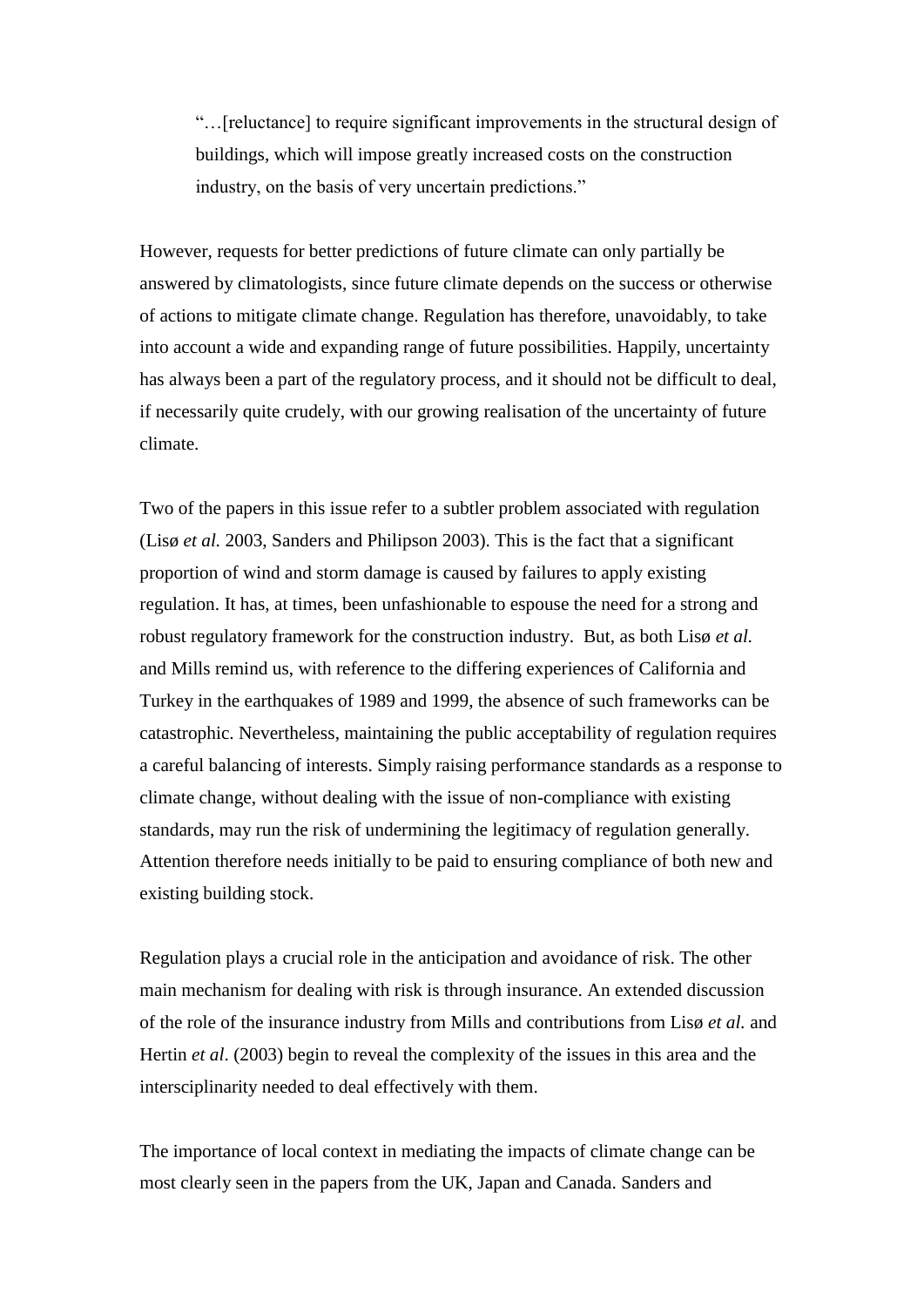> "…[reluctance] to require significant improvements in the structural design of buildings, which will impose greatly increased costs on the construction industry, on the basis of very uncertain predictions."

However, requests for better predictions of future climate can only partially be answered by climatologists, since future climate depends on the success or otherwise of actions to mitigate climate change. Regulation has therefore, unavoidably, to take into account a wide and expanding range of future possibilities. Happily, uncertainty has always been a part of the regulatory process, and it should not be difficult to deal, if necessarily quite crudely, with our growing realisation of the uncertainty of future climate.

Two of the papers in this issue refer to a subtler problem associated with regulation (Lisø *et al.* 2003, Sanders and Philipson 2003). This is the fact that a significant proportion of wind and storm damage is caused by failures to apply existing regulation. It has, at times, been unfashionable to espouse the need for a strong and robust regulatory framework for the construction industry. But, as both Lisø *et al.* and Mills remind us, with reference to the differing experiences of California and Turkey in the earthquakes of 1989 and 1999, the absence of such frameworks can be catastrophic. Nevertheless, maintaining the public acceptability of regulation requires a careful balancing of interests. Simply raising performance standards as a response to climate change, without dealing with the issue of non-compliance with existing standards, may run the risk of undermining the legitimacy of regulation generally. Attention therefore needs initially to be paid to ensuring compliance of both new and existing building stock.

Regulation plays a crucial role in the anticipation and avoidance of risk. The other main mechanism for dealing with risk is through insurance. An extended discussion of the role of the insurance industry from Mills and contributions from Lisø *et al.* and Hertin *et al*. (2003) begin to reveal the complexity of the issues in this area and the intersciplinarity needed to deal effectively with them.

The importance of local context in mediating the impacts of climate change can be most clearly seen in the papers from the UK, Japan and Canada. Sanders and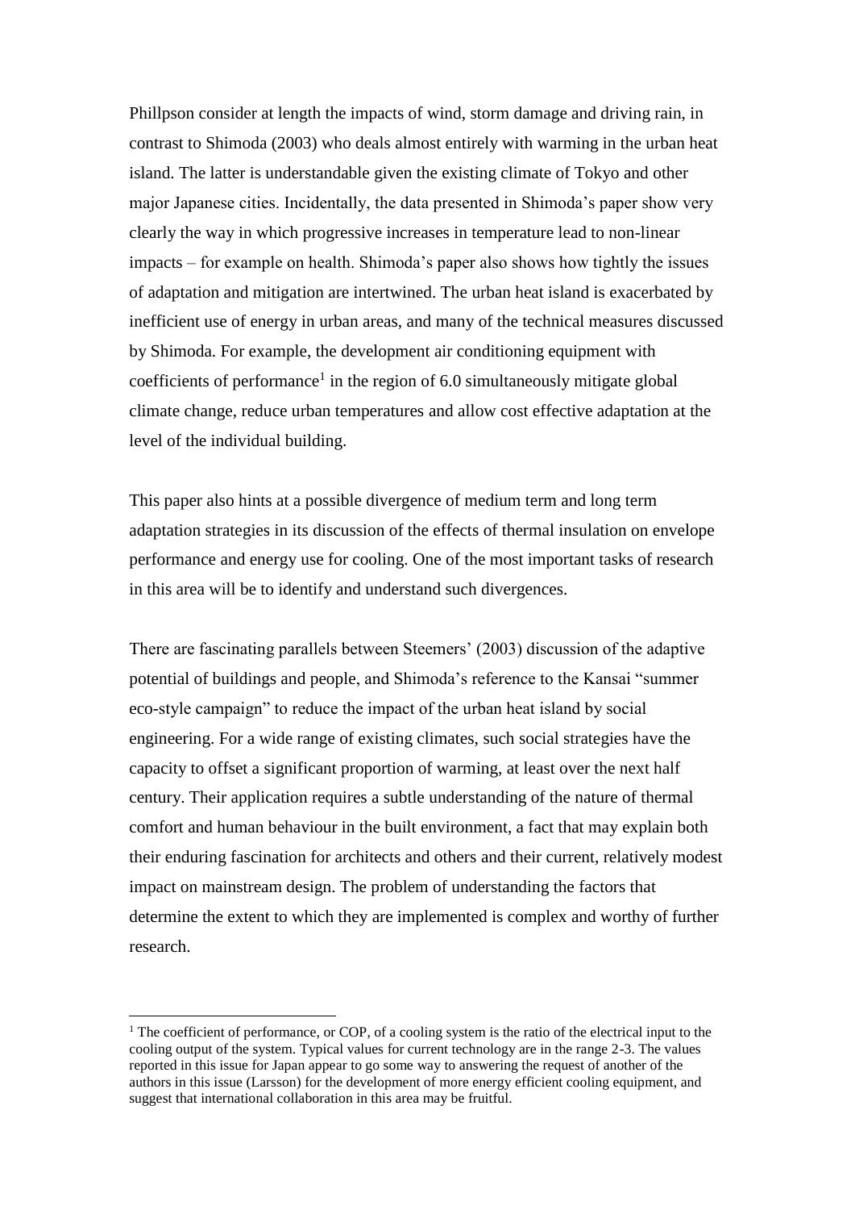Phillpson consider at length the impacts of wind, storm damage and driving rain, in contrast to Shimoda (2003) who deals almost entirely with warming in the urban heat island. The latter is understandable given the existing climate of Tokyo and other major Japanese cities. Incidentally, the data presented in Shimoda's paper show very clearly the way in which progressive increases in temperature lead to non-linear impacts – for example on health. Shimoda's paper also shows how tightly the issues of adaptation and mitigation are intertwined. The urban heat island is exacerbated by inefficient use of energy in urban areas, and many of the technical measures discussed by Shimoda. For example, the development air conditioning equipment with coefficients of performance[1] in the region of 6.0 simultaneously mitigate global climate change, reduce urban temperatures and allow cost effective adaptation at the level of the individual building.

This paper also hints at a possible divergence of medium term and long term adaptation strategies in its discussion of the effects of thermal insulation on envelope performance and energy use for cooling. One of the most important tasks of research in this area will be to identify and understand such divergences.

There are fascinating parallels between Steemers' (2003) discussion of the adaptive potential of buildings and people, and Shimoda's reference to the Kansai "summer eco-style campaign" to reduce the impact of the urban heat island by social engineering. For a wide range of existing climates, such social strategies have the capacity to offset a significant proportion of warming, at least over the next half century. Their application requires a subtle understanding of the nature of thermal comfort and human behaviour in the built environment, a fact that may explain both their enduring fascination for architects and others and their current, relatively modest impact on mainstream design. The problem of understanding the factors that determine the extent to which they are implemented is complex and worthy of further research.

[1] The coefficient of performance, or COP, of a cooling system is the ratio of the electrical input to the cooling output of the system. Typical values for current technology are in the range 2-3. The values reported in this issue for Japan appear to go some way to answering the request of another of the authors in this issue (Larsson) for the development of more energy efficient cooling equipment, and suggest that international collaboration in this area may be fruitful.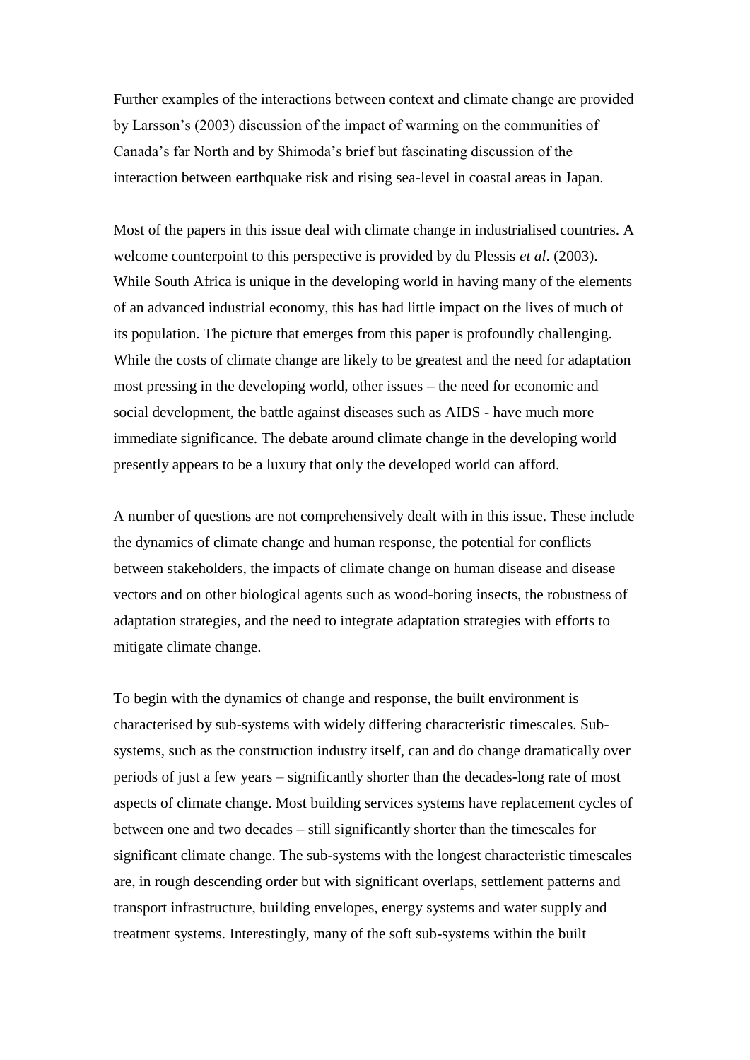Further examples of the interactions between context and climate change are provided by Larsson's (2003) discussion of the impact of warming on the communities of Canada's far North and by Shimoda's brief but fascinating discussion of the interaction between earthquake risk and rising sea-level in coastal areas in Japan.

Most of the papers in this issue deal with climate change in industrialised countries. A welcome counterpoint to this perspective is provided by du Plessis *et al*. (2003). While South Africa is unique in the developing world in having many of the elements of an advanced industrial economy, this has had little impact on the lives of much of its population. The picture that emerges from this paper is profoundly challenging. While the costs of climate change are likely to be greatest and the need for adaptation most pressing in the developing world, other issues – the need for economic and social development, the battle against diseases such as AIDS - have much more immediate significance. The debate around climate change in the developing world presently appears to be a luxury that only the developed world can afford.

A number of questions are not comprehensively dealt with in this issue. These include the dynamics of climate change and human response, the potential for conflicts between stakeholders, the impacts of climate change on human disease and disease vectors and on other biological agents such as wood-boring insects, the robustness of adaptation strategies, and the need to integrate adaptation strategies with efforts to mitigate climate change.

To begin with the dynamics of change and response, the built environment is characterised by sub-systems with widely differing characteristic timescales. Sub-systems, such as the construction industry itself, can and do change dramatically over periods of just a few years – significantly shorter than the decades-long rate of most aspects of climate change. Most building services systems have replacement cycles of between one and two decades – still significantly shorter than the timescales for significant climate change. The sub-systems with the longest characteristic timescales are, in rough descending order but with significant overlaps, settlement patterns and transport infrastructure, building envelopes, energy systems and water supply and treatment systems. Interestingly, many of the soft sub-systems within the built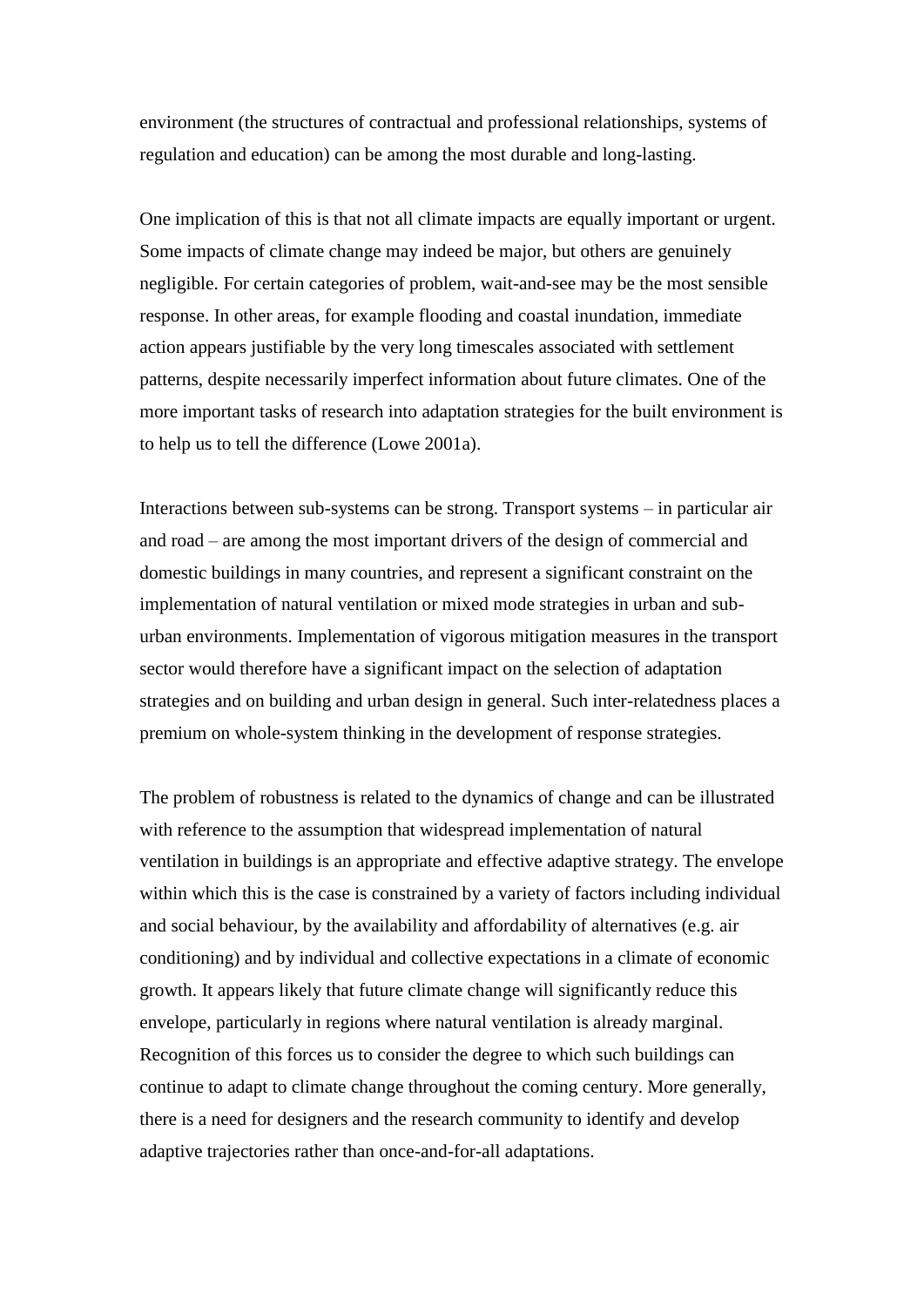environment (the structures of contractual and professional relationships, systems of regulation and education) can be among the most durable and long-lasting.

One implication of this is that not all climate impacts are equally important or urgent. Some impacts of climate change may indeed be major, but others are genuinely negligible. For certain categories of problem, wait-and-see may be the most sensible response. In other areas, for example flooding and coastal inundation, immediate action appears justifiable by the very long timescales associated with settlement patterns, despite necessarily imperfect information about future climates. One of the more important tasks of research into adaptation strategies for the built environment is to help us to tell the difference (Lowe 2001a).

Interactions between sub-systems can be strong. Transport systems – in particular air and road – are among the most important drivers of the design of commercial and domestic buildings in many countries, and represent a significant constraint on the implementation of natural ventilation or mixed mode strategies in urban and sub-urban environments. Implementation of vigorous mitigation measures in the transport sector would therefore have a significant impact on the selection of adaptation strategies and on building and urban design in general. Such inter-relatedness places a premium on whole-system thinking in the development of response strategies.

The problem of robustness is related to the dynamics of change and can be illustrated with reference to the assumption that widespread implementation of natural ventilation in buildings is an appropriate and effective adaptive strategy. The envelope within which this is the case is constrained by a variety of factors including individual and social behaviour, by the availability and affordability of alternatives (e.g. air conditioning) and by individual and collective expectations in a climate of economic growth. It appears likely that future climate change will significantly reduce this envelope, particularly in regions where natural ventilation is already marginal. Recognition of this forces us to consider the degree to which such buildings can continue to adapt to climate change throughout the coming century. More generally, there is a need for designers and the research community to identify and develop adaptive trajectories rather than once-and-for-all adaptations.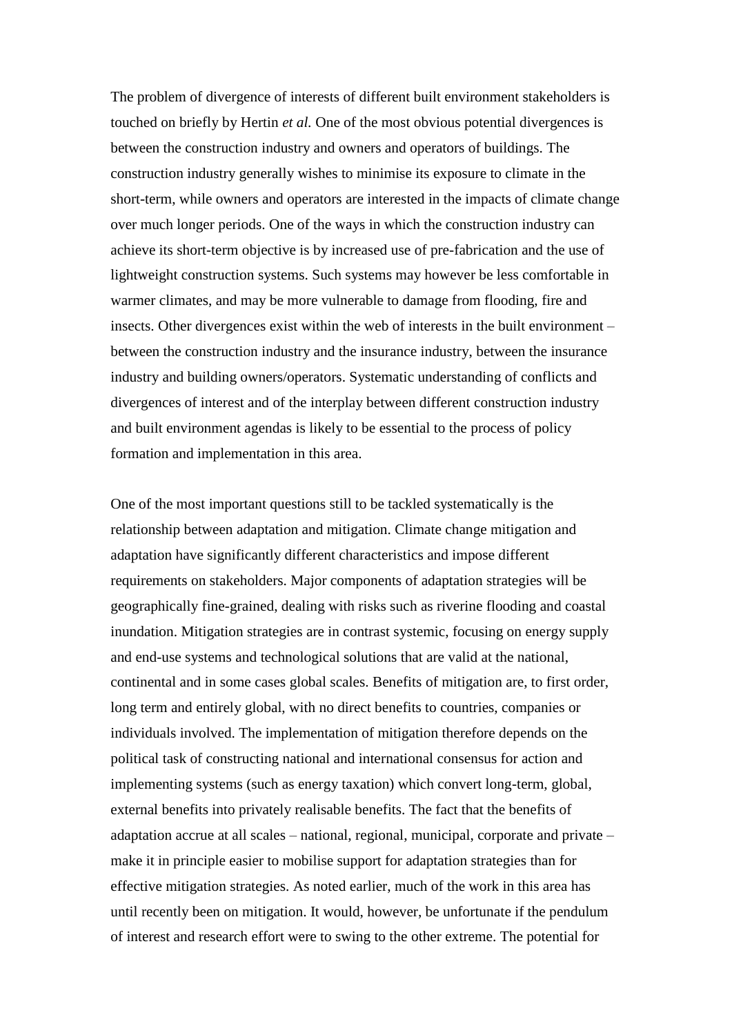The problem of divergence of interests of different built environment stakeholders is touched on briefly by Hertin *et al.* One of the most obvious potential divergences is between the construction industry and owners and operators of buildings. The construction industry generally wishes to minimise its exposure to climate in the short-term, while owners and operators are interested in the impacts of climate change over much longer periods. One of the ways in which the construction industry can achieve its short-term objective is by increased use of pre-fabrication and the use of lightweight construction systems. Such systems may however be less comfortable in warmer climates, and may be more vulnerable to damage from flooding, fire and insects. Other divergences exist within the web of interests in the built environment – between the construction industry and the insurance industry, between the insurance industry and building owners/operators. Systematic understanding of conflicts and divergences of interest and of the interplay between different construction industry and built environment agendas is likely to be essential to the process of policy formation and implementation in this area.

One of the most important questions still to be tackled systematically is the relationship between adaptation and mitigation. Climate change mitigation and adaptation have significantly different characteristics and impose different requirements on stakeholders. Major components of adaptation strategies will be geographically fine-grained, dealing with risks such as riverine flooding and coastal inundation. Mitigation strategies are in contrast systemic, focusing on energy supply and end-use systems and technological solutions that are valid at the national, continental and in some cases global scales. Benefits of mitigation are, to first order, long term and entirely global, with no direct benefits to countries, companies or individuals involved. The implementation of mitigation therefore depends on the political task of constructing national and international consensus for action and implementing systems (such as energy taxation) which convert long-term, global, external benefits into privately realisable benefits. The fact that the benefits of adaptation accrue at all scales – national, regional, municipal, corporate and private – make it in principle easier to mobilise support for adaptation strategies than for effective mitigation strategies. As noted earlier, much of the work in this area has until recently been on mitigation. It would, however, be unfortunate if the pendulum of interest and research effort were to swing to the other extreme. The potential for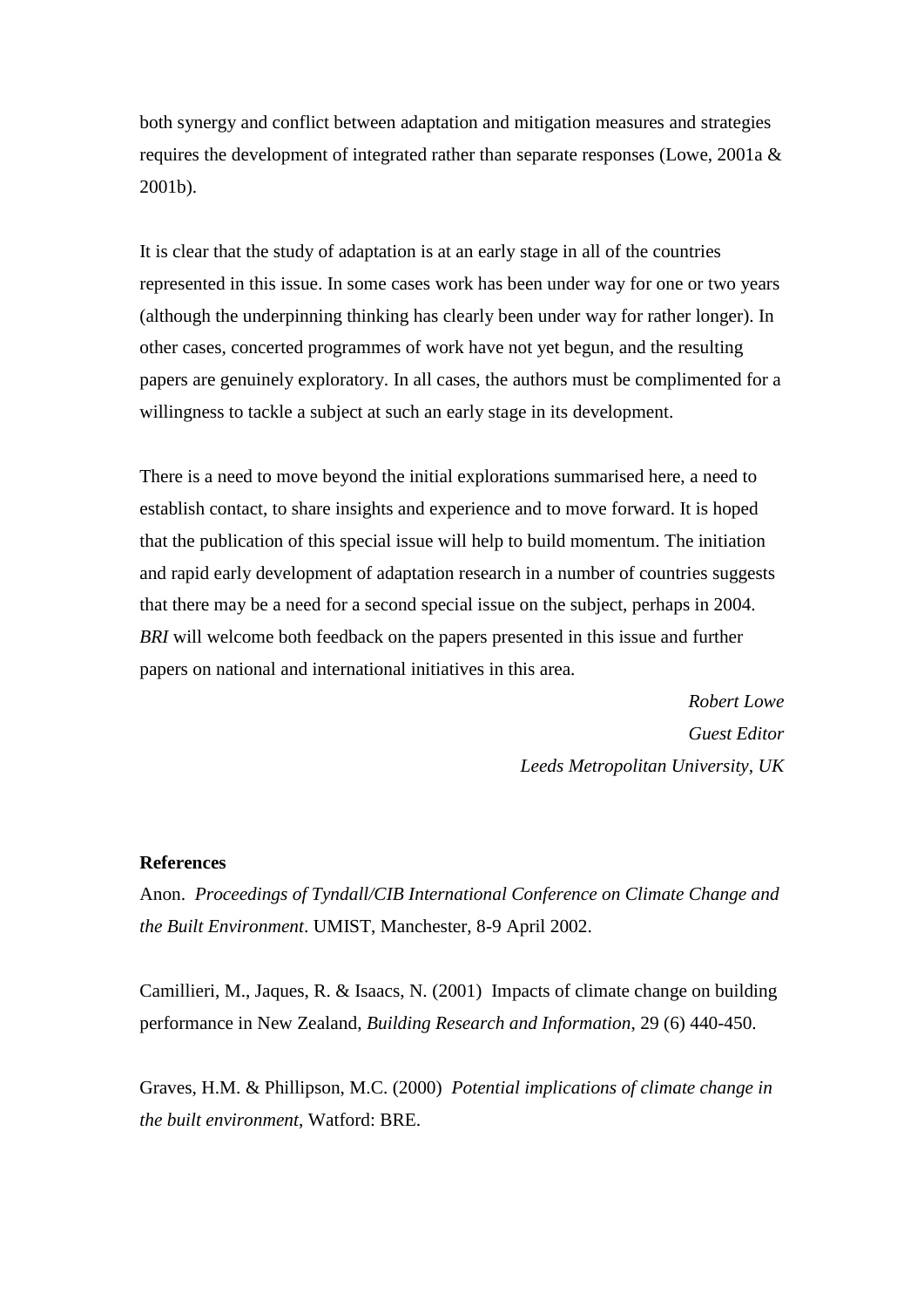both synergy and conflict between adaptation and mitigation measures and strategies requires the development of integrated rather than separate responses (Lowe, 2001a & 2001b).

It is clear that the study of adaptation is at an early stage in all of the countries represented in this issue. In some cases work has been under way for one or two years (although the underpinning thinking has clearly been under way for rather longer). In other cases, concerted programmes of work have not yet begun, and the resulting papers are genuinely exploratory. In all cases, the authors must be complimented for a willingness to tackle a subject at such an early stage in its development.

There is a need to move beyond the initial explorations summarised here, a need to establish contact, to share insights and experience and to move forward. It is hoped that the publication of this special issue will help to build momentum. The initiation and rapid early development of adaptation research in a number of countries suggests that there may be a need for a second special issue on the subject, perhaps in 2004. *BRI* will welcome both feedback on the papers presented in this issue and further papers on national and international initiatives in this area.

*Robert Lowe*
*Guest Editor*
*Leeds Metropolitan University, UK*

**References**

Anon. *Proceedings of Tyndall/CIB International Conference on Climate Change and the Built Environment*. UMIST, Manchester, 8-9 April 2002.

Camillieri, M., Jaques, R. & Isaacs, N. (2001) Impacts of climate change on building performance in New Zealand, *Building Research and Information*, 29 (6) 440-450.

Graves, H.M. & Phillipson, M.C. (2000) *Potential implications of climate change in the built environment*, Watford: BRE.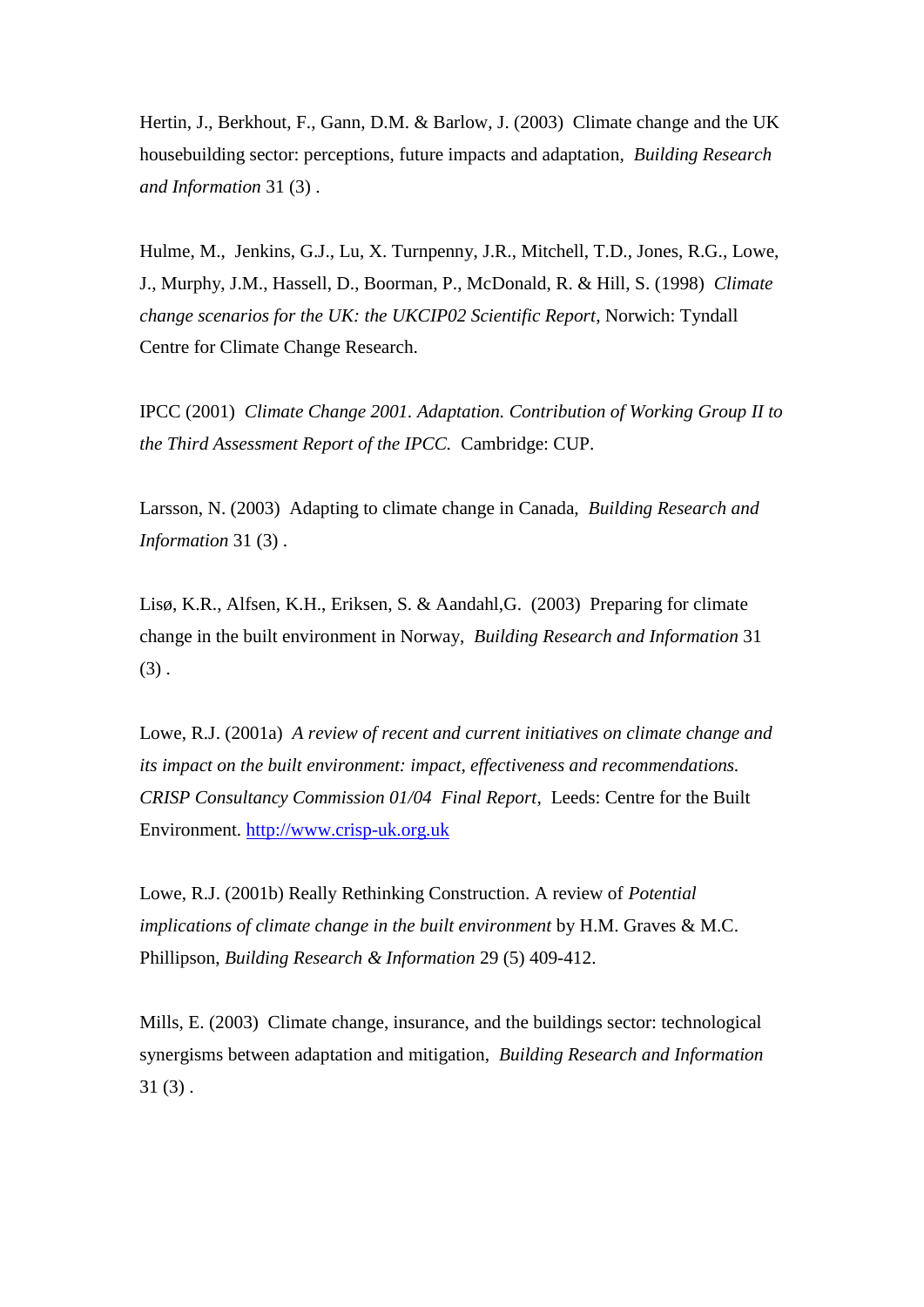Hertin, J., Berkhout, F., Gann, D.M. & Barlow, J. (2003) Climate change and the UK housebuilding sector: perceptions, future impacts and adaptation, *Building Research and Information* 31 (3) .

Hulme, M., Jenkins, G.J., Lu, X. Turnpenny, J.R., Mitchell, T.D., Jones, R.G., Lowe, J., Murphy, J.M., Hassell, D., Boorman, P., McDonald, R. & Hill, S. (1998) *Climate change scenarios for the UK: the UKCIP02 Scientific Report*, Norwich: Tyndall Centre for Climate Change Research.

IPCC (2001) *Climate Change 2001. Adaptation. Contribution of Working Group II to the Third Assessment Report of the IPCC.* Cambridge: CUP.

Larsson, N. (2003) Adapting to climate change in Canada, *Building Research and Information* 31 (3) .

Lisø, K.R., Alfsen, K.H., Eriksen, S. & Aandahl,G. (2003) Preparing for climate change in the built environment in Norway, *Building Research and Information* 31 (3) .

Lowe, R.J. (2001a) *A review of recent and current initiatives on climate change and its impact on the built environment: impact, effectiveness and recommendations. CRISP Consultancy Commission 01/04 Final Report*, Leeds: Centre for the Built Environment. http://www.crisp-uk.org.uk

Lowe, R.J. (2001b) Really Rethinking Construction. A review of *Potential implications of climate change in the built environment* by H.M. Graves & M.C. Phillipson, *Building Research & Information* 29 (5) 409-412.

Mills, E. (2003) Climate change, insurance, and the buildings sector: technological synergisms between adaptation and mitigation, *Building Research and Information* 31 (3) .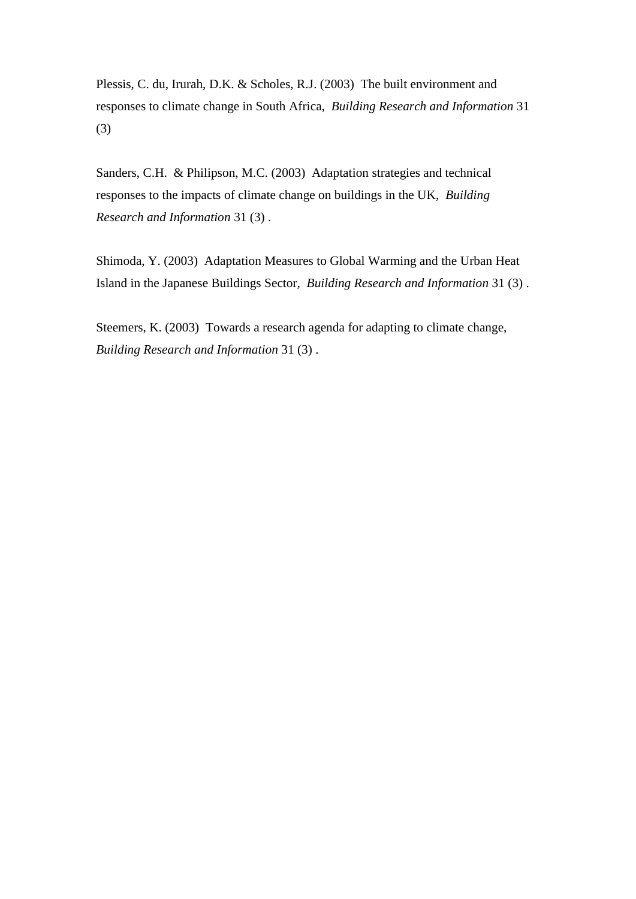Plessis, C. du, Irurah, D.K. & Scholes, R.J. (2003) The built environment and responses to climate change in South Africa, *Building Research and Information* 31 (3)

Sanders, C.H. & Philipson, M.C. (2003) Adaptation strategies and technical responses to the impacts of climate change on buildings in the UK, *Building Research and Information* 31 (3) .

Shimoda, Y. (2003) Adaptation Measures to Global Warming and the Urban Heat Island in the Japanese Buildings Sector, *Building Research and Information* 31 (3) .

Steemers, K. (2003) Towards a research agenda for adapting to climate change, *Building Research and Information* 31 (3) .